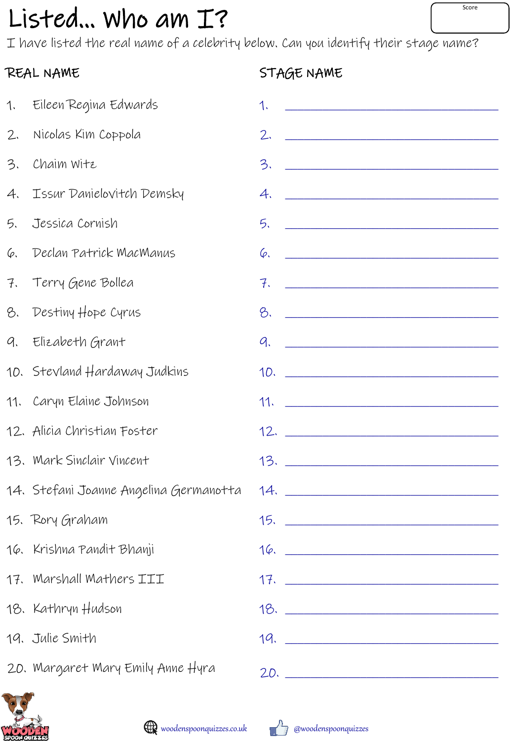# Listed... Who am I?

Score

I have listed the real name of a celebrity below. Can you identify their stage name?

| REAL NAME | STAGE NAME |
| --- | --- |
| 1. Eileen Regina Edwards | 1. ______________________ |
| 2. Nicolas Kim Coppola | 2. ______________________ |
| 3. Chaim Witz | 3. ______________________ |
| 4. Issur Danielovitch Demsky | 4. ______________________ |
| 5. Jessica Cornish | 5. ______________________ |
| 6. Declan Patrick MacManus | 6. ______________________ |
| 7. Terry Gene Bollea | 7. ______________________ |
| 8. Destiny Hope Cyrus | 8. ______________________ |
| 9. Elizabeth Grant | 9. ______________________ |
| 10. Stevland Hardaway Judkins | 10. ______________________ |
| 11. Caryn Elaine Johnson | 11. ______________________ |
| 12. Alicia Christian Foster | 12. ______________________ |
| 13. Mark Sinclair Vincent | 13. ______________________ |
| 14. Stefani Joanne Angelina Germanotta | 14. ______________________ |
| 15. Rory Graham | 15. ______________________ |
| 16. Krishna Pandit Bhanji | 16. ______________________ |
| 17. Marshall Mathers III | 17. ______________________ |
| 18. Kathryn Hudson | 18. ______________________ |
| 19. Julie Smith | 19. ______________________ |
| 20. Margaret Mary Emily Anne Hyra | 20. ______________________ |

woodenspoonquizzes.co.uk

@woodenspoonquizzes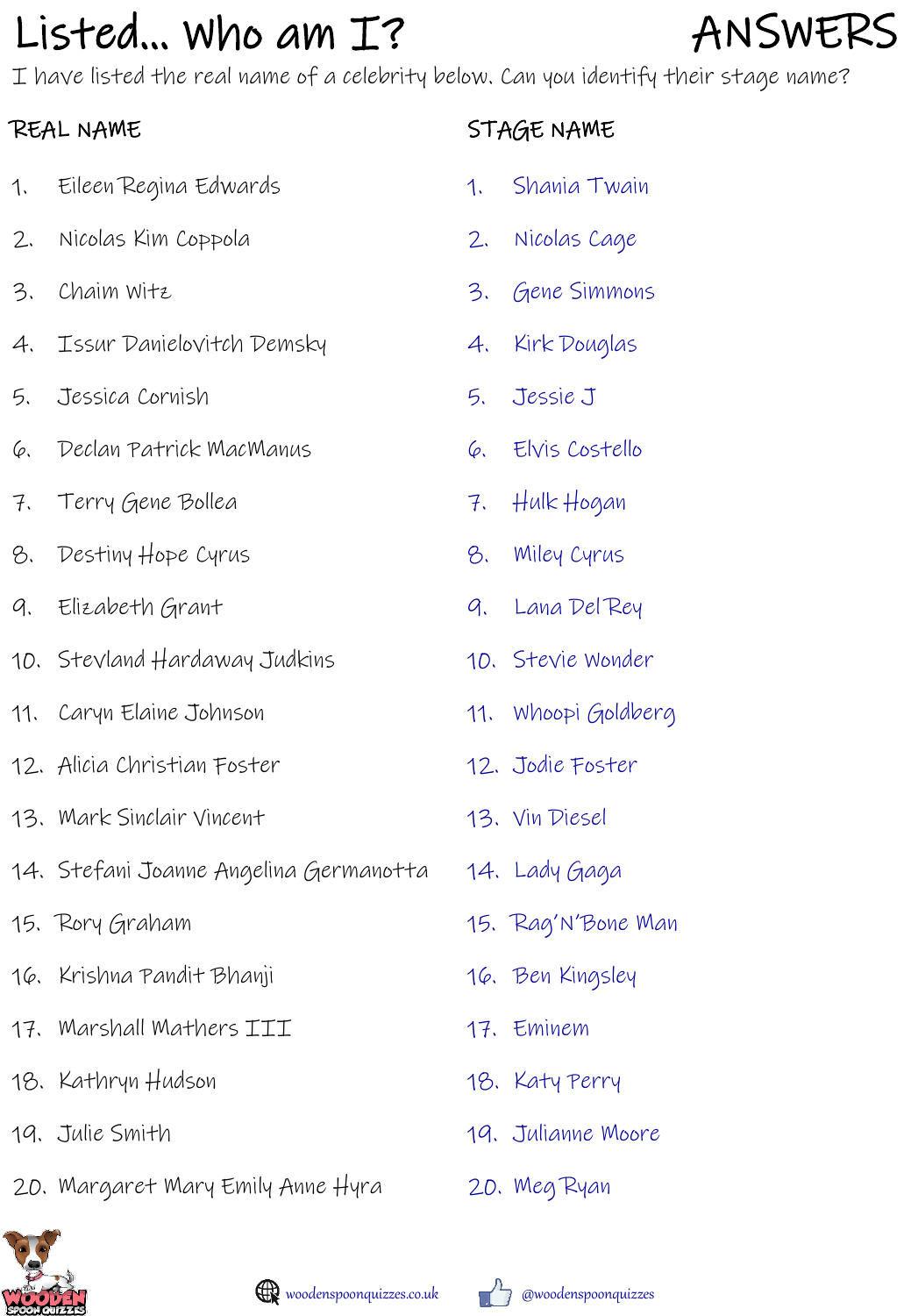# Listed... Who am I? ANSWERS

I have listed the real name of a celebrity below. Can you identify their stage name?

| REAL NAME | STAGE NAME |
|---|---|
| 1. Eileen Regina Edwards | 1. Shania Twain |
| 2. Nicolas Kim Coppola | 2. Nicolas Cage |
| 3. Chaim Witz | 3. Gene Simmons |
| 4. Issur Danielovitch Demsky | 4. Kirk Douglas |
| 5. Jessica Cornish | 5. Jessie J |
| 6. Declan Patrick MacManus | 6. Elvis Costello |
| 7. Terry Gene Bollea | 7. Hulk Hogan |
| 8. Destiny Hope Cyrus | 8. Miley Cyrus |
| 9. Elizabeth Grant | 9. Lana Del Rey |
| 10. Stevland Hardaway Judkins | 10. Stevie Wonder |
| 11. Caryn Elaine Johnson | 11. Whoopi Goldberg |
| 12. Alicia Christian Foster | 12. Jodie Foster |
| 13. Mark Sinclair Vincent | 13. Vin Diesel |
| 14. Stefani Joanne Angelina Germanotta | 14. Lady Gaga |
| 15. Rory Graham | 15. Rag'N'Bone Man |
| 16. Krishna Pandit Bhanji | 16. Ben Kingsley |
| 17. Marshall Mathers III | 17. Eminem |
| 18. Kathryn Hudson | 18. Katy Perry |
| 19. Julie Smith | 19. Julianne Moore |
| 20. Margaret Mary Emily Anne Hyra | 20. Meg Ryan |

woodenspoonquizzes.co.uk @woodenspoonquizzes